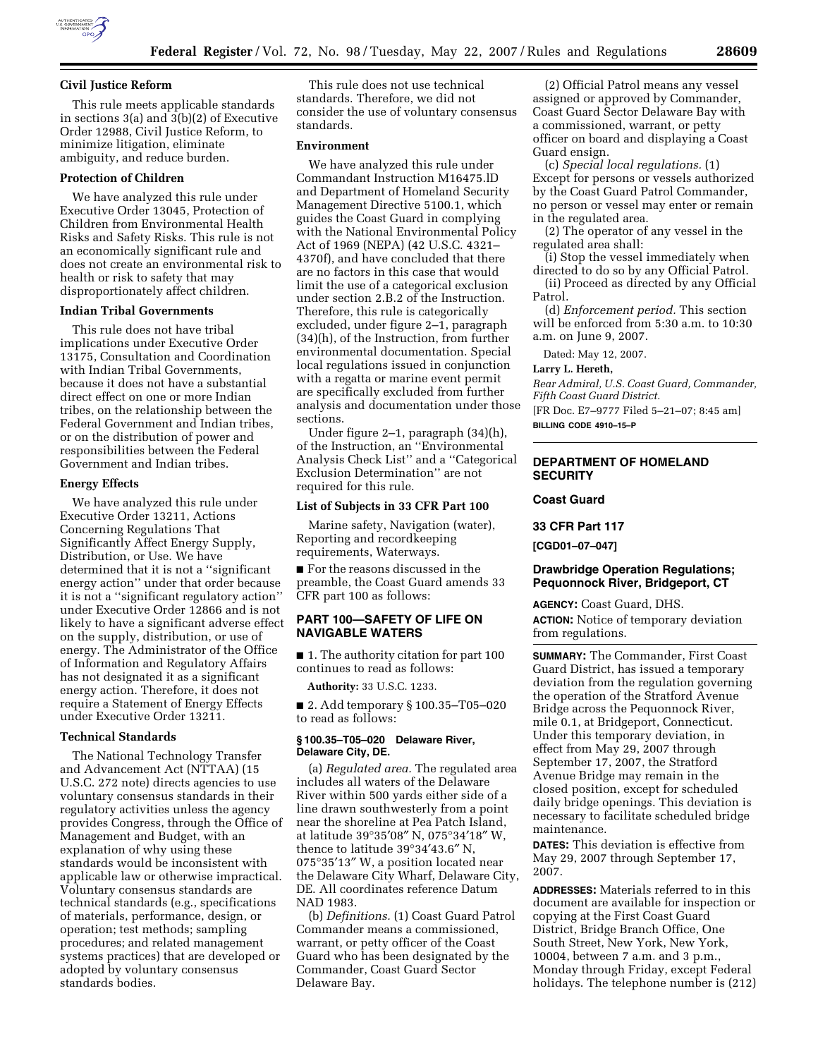### Civil Justice Reform

This rule meets applicable standards in sections 3(a) and 3(b)(2) of Executive Order 12988, Civil Justice Reform, to minimize litigation, eliminate ambiguity, and reduce burden.

### Protection of Children

We have analyzed this rule under Executive Order 13045, Protection of Children from Environmental Health Risks and Safety Risks. This rule is not an economically significant rule and does not create an environmental risk to health or risk to safety that may disproportionately affect children.

### Indian Tribal Governments

This rule does not have tribal implications under Executive Order 13175, Consultation and Coordination with Indian Tribal Governments, because it does not have a substantial direct effect on one or more Indian tribes, on the relationship between the Federal Government and Indian tribes, or on the distribution of power and responsibilities between the Federal Government and Indian tribes.

### Energy Effects

We have analyzed this rule under Executive Order 13211, Actions Concerning Regulations That Significantly Affect Energy Supply, Distribution, or Use. We have determined that it is not a ''significant energy action'' under that order because it is not a ''significant regulatory action'' under Executive Order 12866 and is not likely to have a significant adverse effect on the supply, distribution, or use of energy. The Administrator of the Office of Information and Regulatory Affairs has not designated it as a significant energy action. Therefore, it does not require a Statement of Energy Effects under Executive Order 13211.

### Technical Standards

The National Technology Transfer and Advancement Act (NTTAA) (15 U.S.C. 272 note) directs agencies to use voluntary consensus standards in their regulatory activities unless the agency provides Congress, through the Office of Management and Budget, with an explanation of why using these standards would be inconsistent with applicable law or otherwise impractical. Voluntary consensus standards are technical standards (e.g., specifications of materials, performance, design, or operation; test methods; sampling procedures; and related management systems practices) that are developed or adopted by voluntary consensus standards bodies.

This rule does not use technical standards. Therefore, we did not consider the use of voluntary consensus standards.

### Environment

We have analyzed this rule under Commandant Instruction M16475.lD and Department of Homeland Security Management Directive 5100.1, which guides the Coast Guard in complying with the National Environmental Policy Act of 1969 (NEPA) (42 U.S.C. 4321–4370f), and have concluded that there are no factors in this case that would limit the use of a categorical exclusion under section 2.B.2 of the Instruction. Therefore, this rule is categorically excluded, under figure 2–1, paragraph (34)(h), of the Instruction, from further environmental documentation. Special local regulations issued in conjunction with a regatta or marine event permit are specifically excluded from further analysis and documentation under those sections.

Under figure 2–1, paragraph (34)(h), of the Instruction, an ''Environmental Analysis Check List'' and a ''Categorical Exclusion Determination'' are not required for this rule.

### List of Subjects in 33 CFR Part 100

Marine safety, Navigation (water), Reporting and recordkeeping requirements, Waterways.

■ For the reasons discussed in the preamble, the Coast Guard amends 33 CFR part 100 as follows:

## PART 100—SAFETY OF LIFE ON NAVIGABLE WATERS

■ 1. The authority citation for part 100 continues to read as follows:

**Authority:** 33 U.S.C. 1233.

■ 2. Add temporary § 100.35–T05–020 to read as follows:

#### § 100.35–T05–020 Delaware River, Delaware City, DE.

(a) *Regulated area.* The regulated area includes all waters of the Delaware River within 500 yards either side of a line drawn southwesterly from a point near the shoreline at Pea Patch Island, at latitude 39°35′08″ N, 075°34′18″ W, thence to latitude 39°34′43.6″ N, 075°35′13″ W, a position located near the Delaware City Wharf, Delaware City, DE. All coordinates reference Datum NAD 1983.

(b) *Definitions.* (1) Coast Guard Patrol Commander means a commissioned, warrant, or petty officer of the Coast Guard who has been designated by the Commander, Coast Guard Sector Delaware Bay.

(2) Official Patrol means any vessel assigned or approved by Commander, Coast Guard Sector Delaware Bay with a commissioned, warrant, or petty officer on board and displaying a Coast Guard ensign.

(c) *Special local regulations.* (1) Except for persons or vessels authorized by the Coast Guard Patrol Commander, no person or vessel may enter or remain in the regulated area.

(2) The operator of any vessel in the regulated area shall:

(i) Stop the vessel immediately when directed to do so by any Official Patrol.

(ii) Proceed as directed by any Official Patrol.

(d) *Enforcement period.* This section will be enforced from 5:30 a.m. to 10:30 a.m. on June 9, 2007.

Dated: May 12, 2007.

**Larry L. Hereth,**

*Rear Admiral, U.S. Coast Guard, Commander, Fifth Coast Guard District.*

[FR Doc. E7–9777 Filed 5–21–07; 8:45 am]

**BILLING CODE 4910–15–P**

---

## DEPARTMENT OF HOMELAND SECURITY

### Coast Guard

### 33 CFR Part 117

**[CGD01–07–047]**

### Drawbridge Operation Regulations; Pequonnock River, Bridgeport, CT

**AGENCY:** Coast Guard, DHS.

**ACTION:** Notice of temporary deviation from regulations.

**SUMMARY:** The Commander, First Coast Guard District, has issued a temporary deviation from the regulation governing the operation of the Stratford Avenue Bridge across the Pequonnock River, mile 0.1, at Bridgeport, Connecticut. Under this temporary deviation, in effect from May 29, 2007 through September 17, 2007, the Stratford Avenue Bridge may remain in the closed position, except for scheduled daily bridge openings. This deviation is necessary to facilitate scheduled bridge maintenance.

**DATES:** This deviation is effective from May 29, 2007 through September 17, 2007.

**ADDRESSES:** Materials referred to in this document are available for inspection or copying at the First Coast Guard District, Bridge Branch Office, One South Street, New York, New York, 10004, between 7 a.m. and 3 p.m., Monday through Friday, except Federal holidays. The telephone number is (212)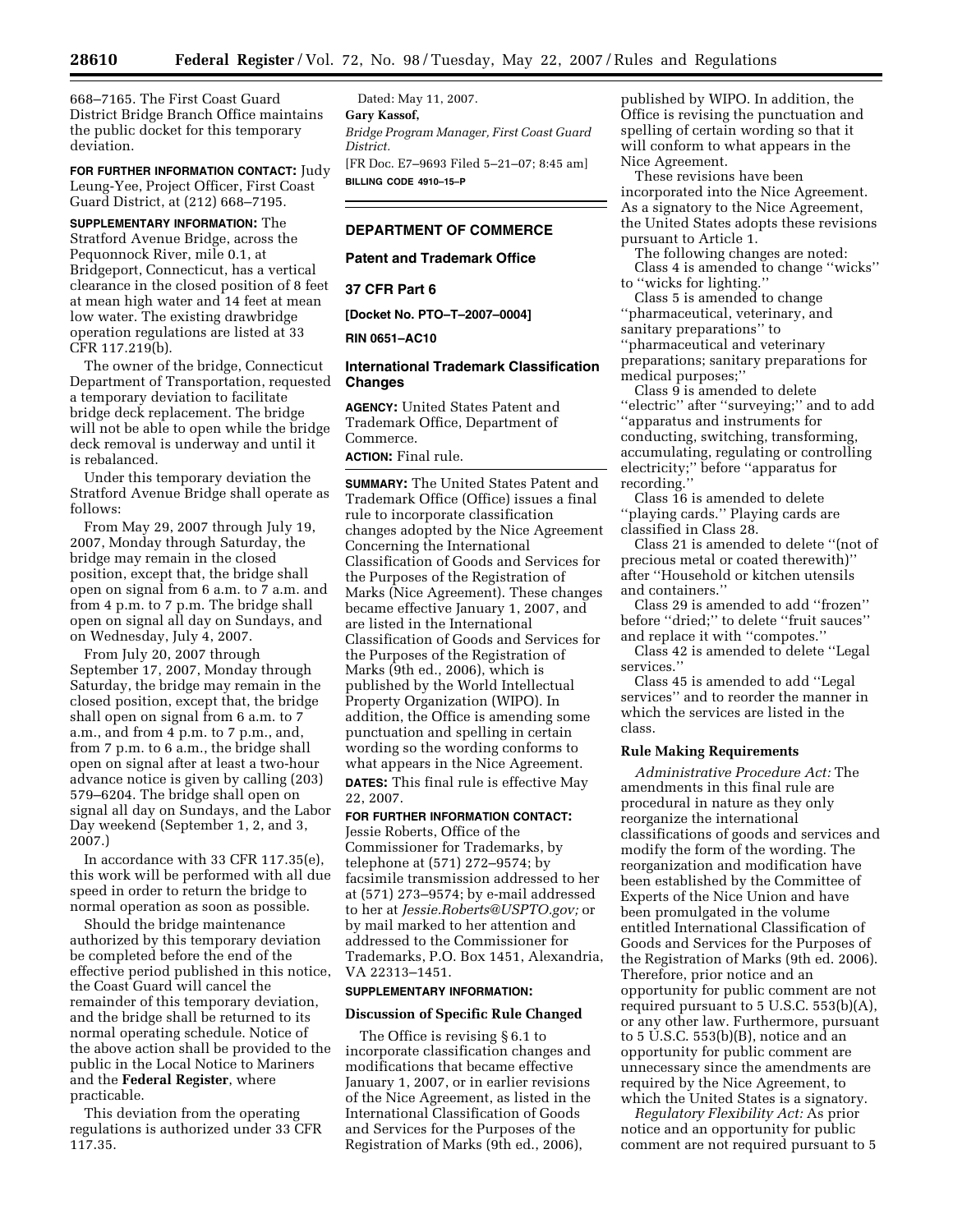668–7165. The First Coast Guard District Bridge Branch Office maintains the public docket for this temporary deviation.

**FOR FURTHER INFORMATION CONTACT:** Judy Leung-Yee, Project Officer, First Coast Guard District, at (212) 668–7195.

**SUPPLEMENTARY INFORMATION:** The Stratford Avenue Bridge, across the Pequonnock River, mile 0.1, at Bridgeport, Connecticut, has a vertical clearance in the closed position of 8 feet at mean high water and 14 feet at mean low water. The existing drawbridge operation regulations are listed at 33 CFR 117.219(b).

The owner of the bridge, Connecticut Department of Transportation, requested a temporary deviation to facilitate bridge deck replacement. The bridge will not be able to open while the bridge deck removal is underway and until it is rebalanced.

Under this temporary deviation the Stratford Avenue Bridge shall operate as follows:

From May 29, 2007 through July 19, 2007, Monday through Saturday, the bridge may remain in the closed position, except that, the bridge shall open on signal from 6 a.m. to 7 a.m. and from 4 p.m. to 7 p.m. The bridge shall open on signal all day on Sundays, and on Wednesday, July 4, 2007.

From July 20, 2007 through September 17, 2007, Monday through Saturday, the bridge may remain in the closed position, except that, the bridge shall open on signal from 6 a.m. to 7 a.m., and from 4 p.m. to 7 p.m., and, from 7 p.m. to 6 a.m., the bridge shall open on signal after at least a two-hour advance notice is given by calling (203) 579–6204. The bridge shall open on signal all day on Sundays, and the Labor Day weekend (September 1, 2, and 3, 2007.)

In accordance with 33 CFR 117.35(e), this work will be performed with all due speed in order to return the bridge to normal operation as soon as possible.

Should the bridge maintenance authorized by this temporary deviation be completed before the end of the effective period published in this notice, the Coast Guard will cancel the remainder of this temporary deviation, and the bridge shall be returned to its normal operating schedule. Notice of the above action shall be provided to the public in the Local Notice to Mariners and the **Federal Register**, where practicable.

This deviation from the operating regulations is authorized under 33 CFR 117.35.

Dated: May 11, 2007.

**Gary Kassof,**

*Bridge Program Manager, First Coast Guard District.*

[FR Doc. E7–9693 Filed 5–21–07; 8:45 am]

**BILLING CODE 4910–15–P**

## DEPARTMENT OF COMMERCE

### Patent and Trademark Office

**37 CFR Part 6**

**[Docket No. PTO–T–2007–0004]**

**RIN 0651–AC10**

### International Trademark Classification Changes

**AGENCY:** United States Patent and Trademark Office, Department of Commerce.

**ACTION:** Final rule.

**SUMMARY:** The United States Patent and Trademark Office (Office) issues a final rule to incorporate classification changes adopted by the Nice Agreement Concerning the International Classification of Goods and Services for the Purposes of the Registration of Marks (Nice Agreement). These changes became effective January 1, 2007, and are listed in the International Classification of Goods and Services for the Purposes of the Registration of Marks (9th ed., 2006), which is published by the World Intellectual Property Organization (WIPO). In addition, the Office is amending some punctuation and spelling in certain wording so the wording conforms to what appears in the Nice Agreement.

**DATES:** This final rule is effective May 22, 2007.

**FOR FURTHER INFORMATION CONTACT:** Jessie Roberts, Office of the Commissioner for Trademarks, by telephone at (571) 272–9574; by facsimile transmission addressed to her at (571) 273–9574; by e-mail addressed to her at *Jessie.Roberts@USPTO.gov;* or by mail marked to her attention and addressed to the Commissioner for Trademarks, P.O. Box 1451, Alexandria, VA 22313–1451.

**SUPPLEMENTARY INFORMATION:**

#### Discussion of Specific Rule Changed

The Office is revising § 6.1 to incorporate classification changes and modifications that became effective January 1, 2007, or in earlier revisions of the Nice Agreement, as listed in the International Classification of Goods and Services for the Purposes of the Registration of Marks (9th ed., 2006), published by WIPO. In addition, the Office is revising the punctuation and spelling of certain wording so that it will conform to what appears in the Nice Agreement.

These revisions have been incorporated into the Nice Agreement. As a signatory to the Nice Agreement, the United States adopts these revisions pursuant to Article 1.

The following changes are noted:

Class 4 is amended to change "wicks" to "wicks for lighting."

Class 5 is amended to change "pharmaceutical, veterinary, and sanitary preparations" to "pharmaceutical and veterinary preparations; sanitary preparations for medical purposes;"

Class 9 is amended to delete "electric" after "surveying;" and to add "apparatus and instruments for conducting, switching, transforming, accumulating, regulating or controlling electricity;" before "apparatus for recording."

Class 16 is amended to delete "playing cards." Playing cards are classified in Class 28.

Class 21 is amended to delete "(not of precious metal or coated therewith)" after "Household or kitchen utensils and containers."

Class 29 is amended to add "frozen" before "dried;" to delete "fruit sauces" and replace it with "compotes."

Class 42 is amended to delete "Legal services."

Class 45 is amended to add "Legal services" and to reorder the manner in which the services are listed in the class.

#### Rule Making Requirements

*Administrative Procedure Act:* The amendments in this final rule are procedural in nature as they only reorganize the international classifications of goods and services and modify the form of the wording. The reorganization and modification have been established by the Committee of Experts of the Nice Union and have been promulgated in the volume entitled International Classification of Goods and Services for the Purposes of the Registration of Marks (9th ed. 2006). Therefore, prior notice and an opportunity for public comment are not required pursuant to 5 U.S.C. 553(b)(A), or any other law. Furthermore, pursuant to 5 U.S.C. 553(b)(B), notice and an opportunity for public comment are unnecessary since the amendments are required by the Nice Agreement, to which the United States is a signatory.

*Regulatory Flexibility Act:* As prior notice and an opportunity for public comment are not required pursuant to 5